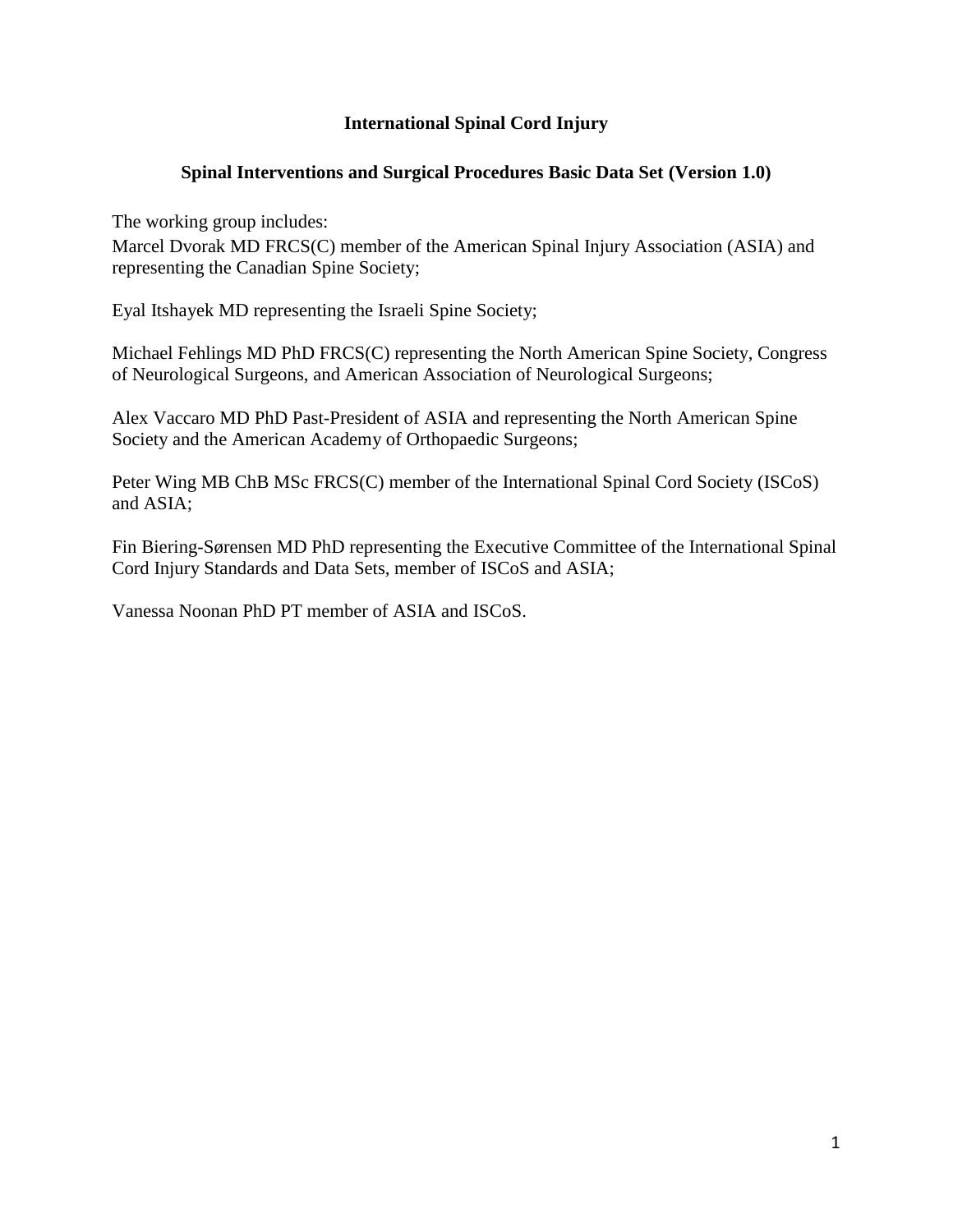# International Spinal Cord Injury

## Spinal Interventions and Surgical Procedures Basic Data Set (Version 1.0)

The working group includes:

Marcel Dvorak MD FRCS(C) member of the American Spinal Injury Association (ASIA) and representing the Canadian Spine Society;

Eyal Itshayek MD representing the Israeli Spine Society;

Michael Fehlings MD PhD FRCS(C) representing the North American Spine Society, Congress of Neurological Surgeons, and American Association of Neurological Surgeons;

Alex Vaccaro MD PhD Past-President of ASIA and representing the North American Spine Society and the American Academy of Orthopaedic Surgeons;

Peter Wing MB ChB MSc FRCS(C) member of the International Spinal Cord Society (ISCoS) and ASIA;

Fin Biering-Sørensen MD PhD representing the Executive Committee of the International Spinal Cord Injury Standards and Data Sets, member of ISCoS and ASIA;

Vanessa Noonan PhD PT member of ASIA and ISCoS.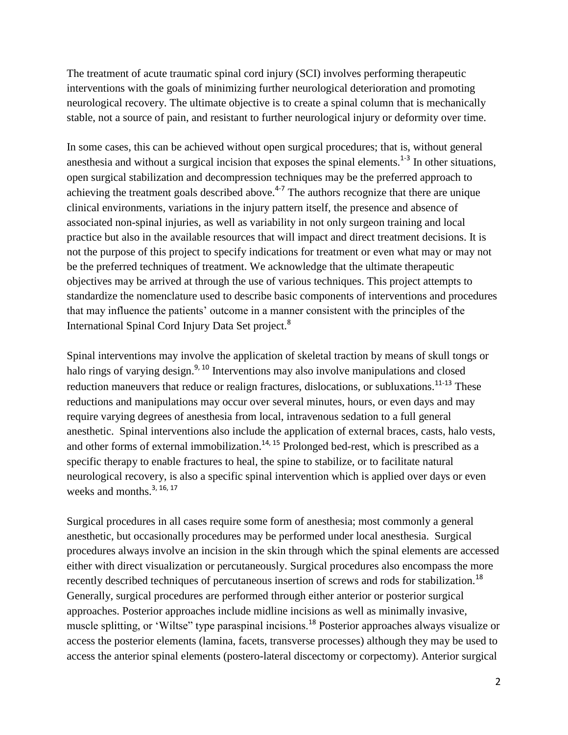The treatment of acute traumatic spinal cord injury (SCI) involves performing therapeutic interventions with the goals of minimizing further neurological deterioration and promoting neurological recovery. The ultimate objective is to create a spinal column that is mechanically stable, not a source of pain, and resistant to further neurological injury or deformity over time.

In some cases, this can be achieved without open surgical procedures; that is, without general anesthesia and without a surgical incision that exposes the spinal elements.[1-3] In other situations, open surgical stabilization and decompression techniques may be the preferred approach to achieving the treatment goals described above.[4-7] The authors recognize that there are unique clinical environments, variations in the injury pattern itself, the presence and absence of associated non-spinal injuries, as well as variability in not only surgeon training and local practice but also in the available resources that will impact and direct treatment decisions. It is not the purpose of this project to specify indications for treatment or even what may or may not be the preferred techniques of treatment. We acknowledge that the ultimate therapeutic objectives may be arrived at through the use of various techniques. This project attempts to standardize the nomenclature used to describe basic components of interventions and procedures that may influence the patients' outcome in a manner consistent with the principles of the International Spinal Cord Injury Data Set project.[8]

Spinal interventions may involve the application of skeletal traction by means of skull tongs or halo rings of varying design.[9, 10] Interventions may also involve manipulations and closed reduction maneuvers that reduce or realign fractures, dislocations, or subluxations.[11-13] These reductions and manipulations may occur over several minutes, hours, or even days and may require varying degrees of anesthesia from local, intravenous sedation to a full general anesthetic. Spinal interventions also include the application of external braces, casts, halo vests, and other forms of external immobilization.[14, 15] Prolonged bed-rest, which is prescribed as a specific therapy to enable fractures to heal, the spine to stabilize, or to facilitate natural neurological recovery, is also a specific spinal intervention which is applied over days or even weeks and months.[3, 16, 17]

Surgical procedures in all cases require some form of anesthesia; most commonly a general anesthetic, but occasionally procedures may be performed under local anesthesia. Surgical procedures always involve an incision in the skin through which the spinal elements are accessed either with direct visualization or percutaneously. Surgical procedures also encompass the more recently described techniques of percutaneous insertion of screws and rods for stabilization.[18] Generally, surgical procedures are performed through either anterior or posterior surgical approaches. Posterior approaches include midline incisions as well as minimally invasive, muscle splitting, or 'Wiltse" type paraspinal incisions.[18] Posterior approaches always visualize or access the posterior elements (lamina, facets, transverse processes) although they may be used to access the anterior spinal elements (postero-lateral discectomy or corpectomy). Anterior surgical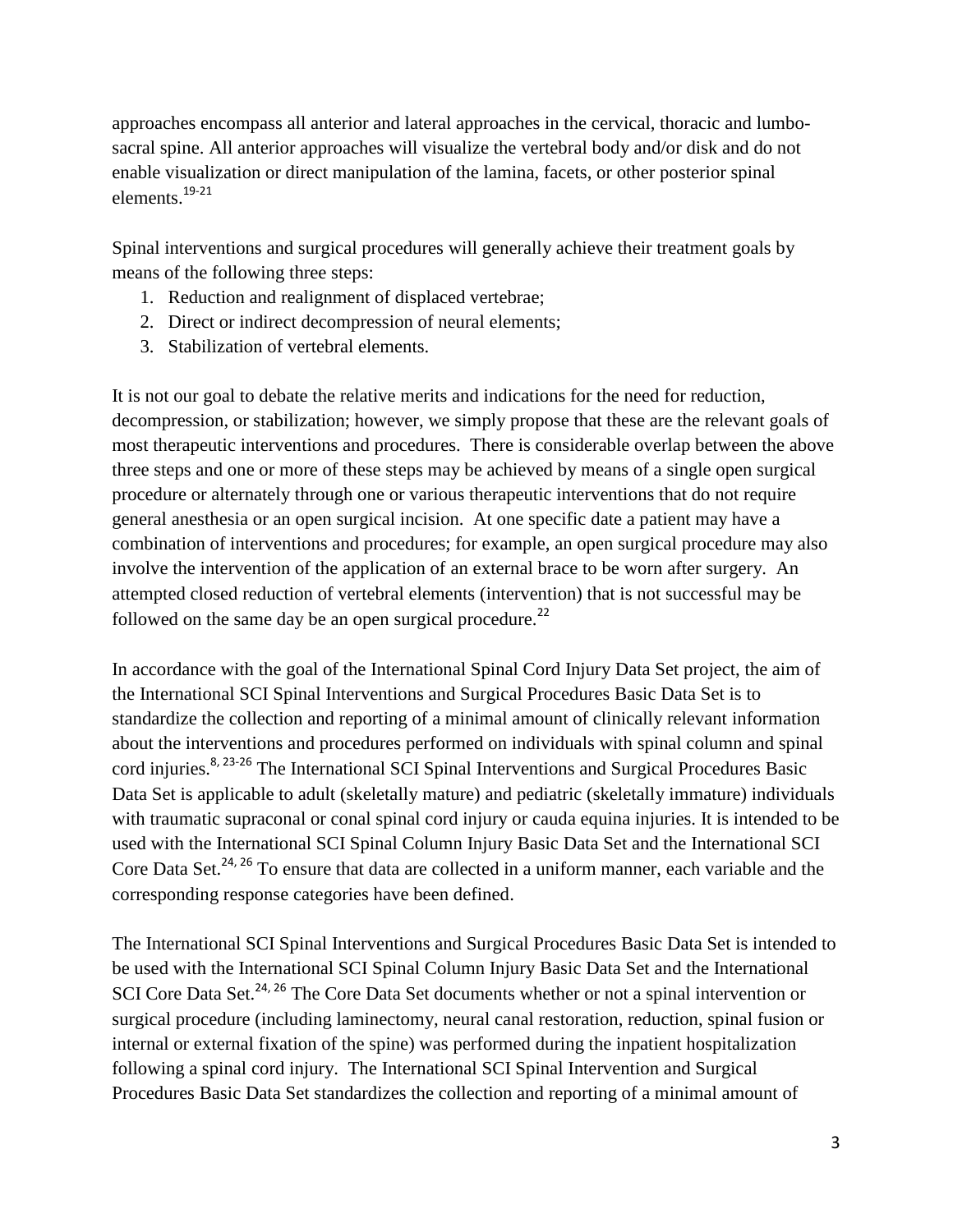approaches encompass all anterior and lateral approaches in the cervical, thoracic and lumbo-sacral spine. All anterior approaches will visualize the vertebral body and/or disk and do not enable visualization or direct manipulation of the lamina, facets, or other posterior spinal elements.[19-21]

Spinal interventions and surgical procedures will generally achieve their treatment goals by means of the following three steps:

1. Reduction and realignment of displaced vertebrae;
2. Direct or indirect decompression of neural elements;
3. Stabilization of vertebral elements.

It is not our goal to debate the relative merits and indications for the need for reduction, decompression, or stabilization; however, we simply propose that these are the relevant goals of most therapeutic interventions and procedures. There is considerable overlap between the above three steps and one or more of these steps may be achieved by means of a single open surgical procedure or alternately through one or various therapeutic interventions that do not require general anesthesia or an open surgical incision. At one specific date a patient may have a combination of interventions and procedures; for example, an open surgical procedure may also involve the intervention of the application of an external brace to be worn after surgery. An attempted closed reduction of vertebral elements (intervention) that is not successful may be followed on the same day be an open surgical procedure.[22]

In accordance with the goal of the International Spinal Cord Injury Data Set project, the aim of the International SCI Spinal Interventions and Surgical Procedures Basic Data Set is to standardize the collection and reporting of a minimal amount of clinically relevant information about the interventions and procedures performed on individuals with spinal column and spinal cord injuries.[8, 23-26] The International SCI Spinal Interventions and Surgical Procedures Basic Data Set is applicable to adult (skeletally mature) and pediatric (skeletally immature) individuals with traumatic supraconal or conal spinal cord injury or cauda equina injuries. It is intended to be used with the International SCI Spinal Column Injury Basic Data Set and the International SCI Core Data Set.[24, 26] To ensure that data are collected in a uniform manner, each variable and the corresponding response categories have been defined.

The International SCI Spinal Interventions and Surgical Procedures Basic Data Set is intended to be used with the International SCI Spinal Column Injury Basic Data Set and the International SCI Core Data Set.[24, 26] The Core Data Set documents whether or not a spinal intervention or surgical procedure (including laminectomy, neural canal restoration, reduction, spinal fusion or internal or external fixation of the spine) was performed during the inpatient hospitalization following a spinal cord injury. The International SCI Spinal Intervention and Surgical Procedures Basic Data Set standardizes the collection and reporting of a minimal amount of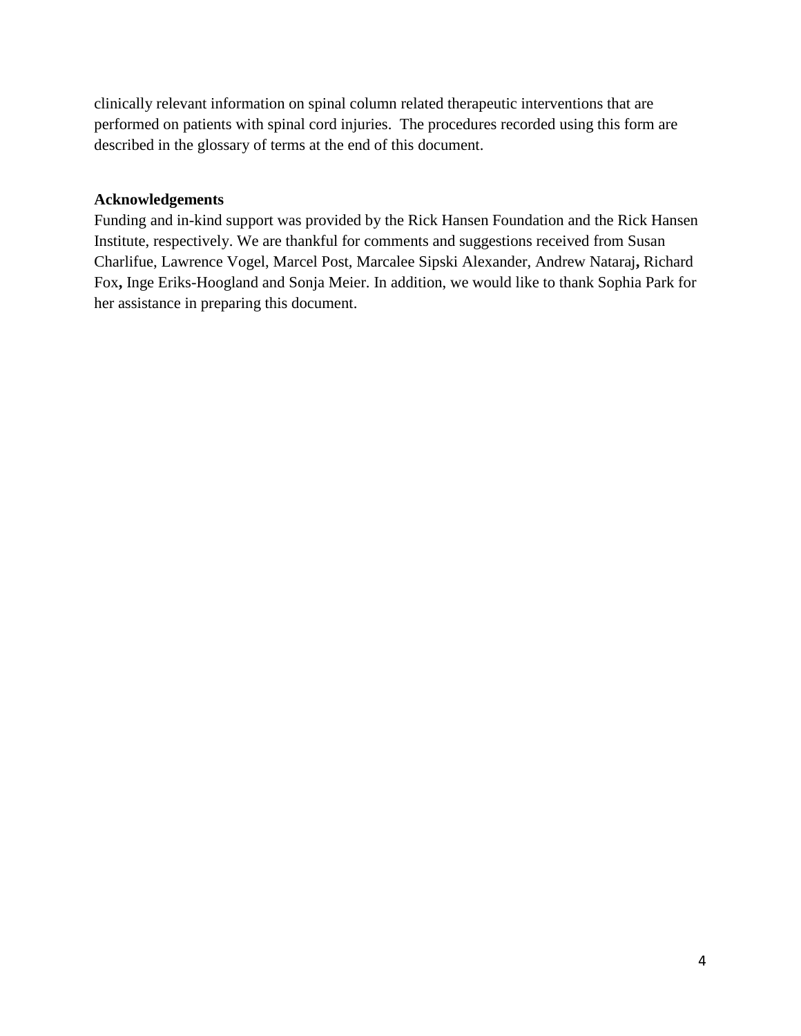clinically relevant information on spinal column related therapeutic interventions that are performed on patients with spinal cord injuries. The procedures recorded using this form are described in the glossary of terms at the end of this document.

**Acknowledgements**

Funding and in-kind support was provided by the Rick Hansen Foundation and the Rick Hansen Institute, respectively. We are thankful for comments and suggestions received from Susan Charlifue, Lawrence Vogel, Marcel Post, Marcalee Sipski Alexander, Andrew Nataraj, Richard Fox, Inge Eriks-Hoogland and Sonja Meier. In addition, we would like to thank Sophia Park for her assistance in preparing this document.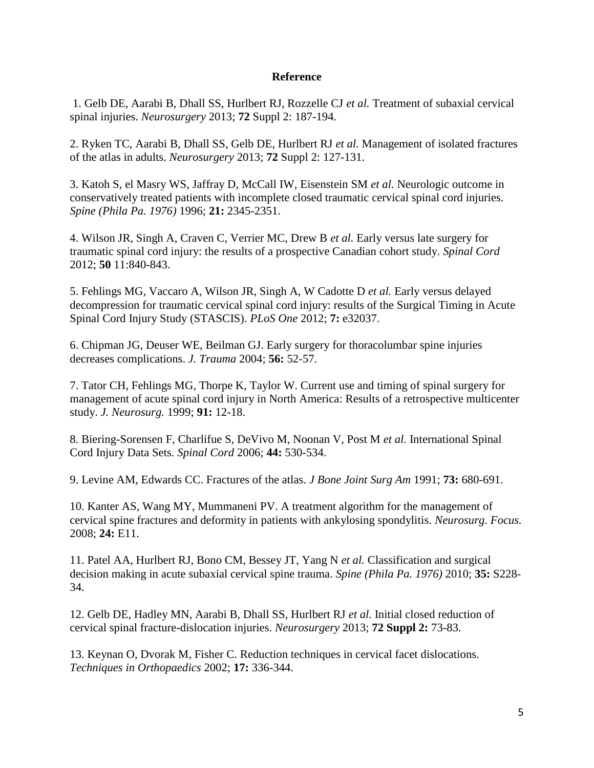## Reference

1. Gelb DE, Aarabi B, Dhall SS, Hurlbert RJ, Rozzelle CJ *et al.* Treatment of subaxial cervical spinal injuries. *Neurosurgery* 2013; **72** Suppl 2: 187-194.

2. Ryken TC, Aarabi B, Dhall SS, Gelb DE, Hurlbert RJ *et al.* Management of isolated fractures of the atlas in adults. *Neurosurgery* 2013; **72** Suppl 2: 127-131.

3. Katoh S, el Masry WS, Jaffray D, McCall IW, Eisenstein SM *et al.* Neurologic outcome in conservatively treated patients with incomplete closed traumatic cervical spinal cord injuries. *Spine (Phila Pa. 1976)* 1996; **21:** 2345-2351.

4. Wilson JR, Singh A, Craven C, Verrier MC, Drew B *et al.* Early versus late surgery for traumatic spinal cord injury: the results of a prospective Canadian cohort study. *Spinal Cord* 2012; **50** 11:840-843.

5. Fehlings MG, Vaccaro A, Wilson JR, Singh A, W Cadotte D *et al.* Early versus delayed decompression for traumatic cervical spinal cord injury: results of the Surgical Timing in Acute Spinal Cord Injury Study (STASCIS). *PLoS One* 2012; **7:** e32037.

6. Chipman JG, Deuser WE, Beilman GJ. Early surgery for thoracolumbar spine injuries decreases complications. *J. Trauma* 2004; **56:** 52-57.

7. Tator CH, Fehlings MG, Thorpe K, Taylor W. Current use and timing of spinal surgery for management of acute spinal cord injury in North America: Results of a retrospective multicenter study. *J. Neurosurg.* 1999; **91:** 12-18.

8. Biering-Sorensen F, Charlifue S, DeVivo M, Noonan V, Post M *et al.* International Spinal Cord Injury Data Sets. *Spinal Cord* 2006; **44:** 530-534.

9. Levine AM, Edwards CC. Fractures of the atlas. *J Bone Joint Surg Am* 1991; **73:** 680-691.

10. Kanter AS, Wang MY, Mummaneni PV. A treatment algorithm for the management of cervical spine fractures and deformity in patients with ankylosing spondylitis. *Neurosurg. Focus.* 2008; **24:** E11.

11. Patel AA, Hurlbert RJ, Bono CM, Bessey JT, Yang N *et al.* Classification and surgical decision making in acute subaxial cervical spine trauma. *Spine (Phila Pa. 1976)* 2010; **35:** S228-34.

12. Gelb DE, Hadley MN, Aarabi B, Dhall SS, Hurlbert RJ *et al.* Initial closed reduction of cervical spinal fracture-dislocation injuries. *Neurosurgery* 2013; **72 Suppl 2:** 73-83.

13. Keynan O, Dvorak M, Fisher C. Reduction techniques in cervical facet dislocations. *Techniques in Orthopaedics* 2002; **17:** 336-344.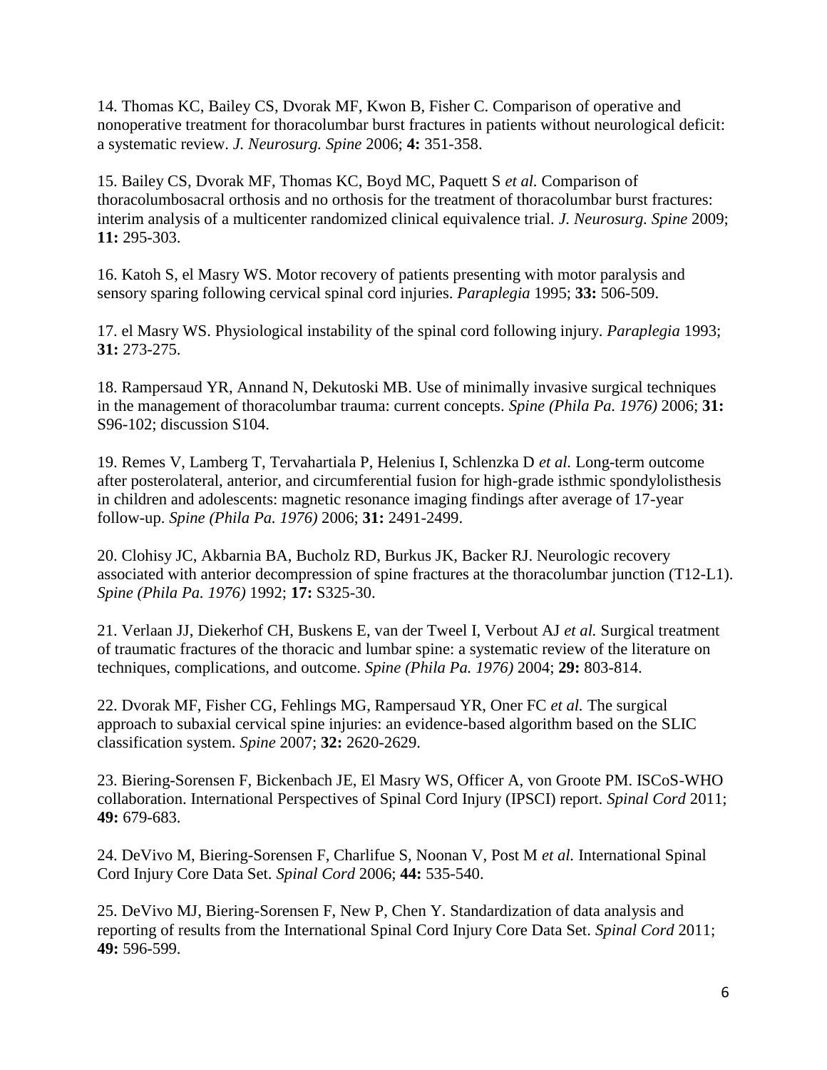14. Thomas KC, Bailey CS, Dvorak MF, Kwon B, Fisher C. Comparison of operative and nonoperative treatment for thoracolumbar burst fractures in patients without neurological deficit: a systematic review. *J. Neurosurg. Spine* 2006; **4:** 351-358.

15. Bailey CS, Dvorak MF, Thomas KC, Boyd MC, Paquett S *et al.* Comparison of thoracolumbosacral orthosis and no orthosis for the treatment of thoracolumbar burst fractures: interim analysis of a multicenter randomized clinical equivalence trial. *J. Neurosurg. Spine* 2009; **11:** 295-303.

16. Katoh S, el Masry WS. Motor recovery of patients presenting with motor paralysis and sensory sparing following cervical spinal cord injuries. *Paraplegia* 1995; **33:** 506-509.

17. el Masry WS. Physiological instability of the spinal cord following injury. *Paraplegia* 1993; **31:** 273-275.

18. Rampersaud YR, Annand N, Dekutoski MB. Use of minimally invasive surgical techniques in the management of thoracolumbar trauma: current concepts. *Spine (Phila Pa. 1976)* 2006; **31:** S96-102; discussion S104.

19. Remes V, Lamberg T, Tervahartiala P, Helenius I, Schlenzka D *et al.* Long-term outcome after posterolateral, anterior, and circumferential fusion for high-grade isthmic spondylolisthesis in children and adolescents: magnetic resonance imaging findings after average of 17-year follow-up. *Spine (Phila Pa. 1976)* 2006; **31:** 2491-2499.

20. Clohisy JC, Akbarnia BA, Bucholz RD, Burkus JK, Backer RJ. Neurologic recovery associated with anterior decompression of spine fractures at the thoracolumbar junction (T12-L1). *Spine (Phila Pa. 1976)* 1992; **17:** S325-30.

21. Verlaan JJ, Diekerhof CH, Buskens E, van der Tweel I, Verbout AJ *et al.* Surgical treatment of traumatic fractures of the thoracic and lumbar spine: a systematic review of the literature on techniques, complications, and outcome. *Spine (Phila Pa. 1976)* 2004; **29:** 803-814.

22. Dvorak MF, Fisher CG, Fehlings MG, Rampersaud YR, Oner FC *et al.* The surgical approach to subaxial cervical spine injuries: an evidence-based algorithm based on the SLIC classification system. *Spine* 2007; **32:** 2620-2629.

23. Biering-Sorensen F, Bickenbach JE, El Masry WS, Officer A, von Groote PM. ISCoS-WHO collaboration. International Perspectives of Spinal Cord Injury (IPSCI) report. *Spinal Cord* 2011; **49:** 679-683.

24. DeVivo M, Biering-Sorensen F, Charlifue S, Noonan V, Post M *et al.* International Spinal Cord Injury Core Data Set. *Spinal Cord* 2006; **44:** 535-540.

25. DeVivo MJ, Biering-Sorensen F, New P, Chen Y. Standardization of data analysis and reporting of results from the International Spinal Cord Injury Core Data Set. *Spinal Cord* 2011; **49:** 596-599.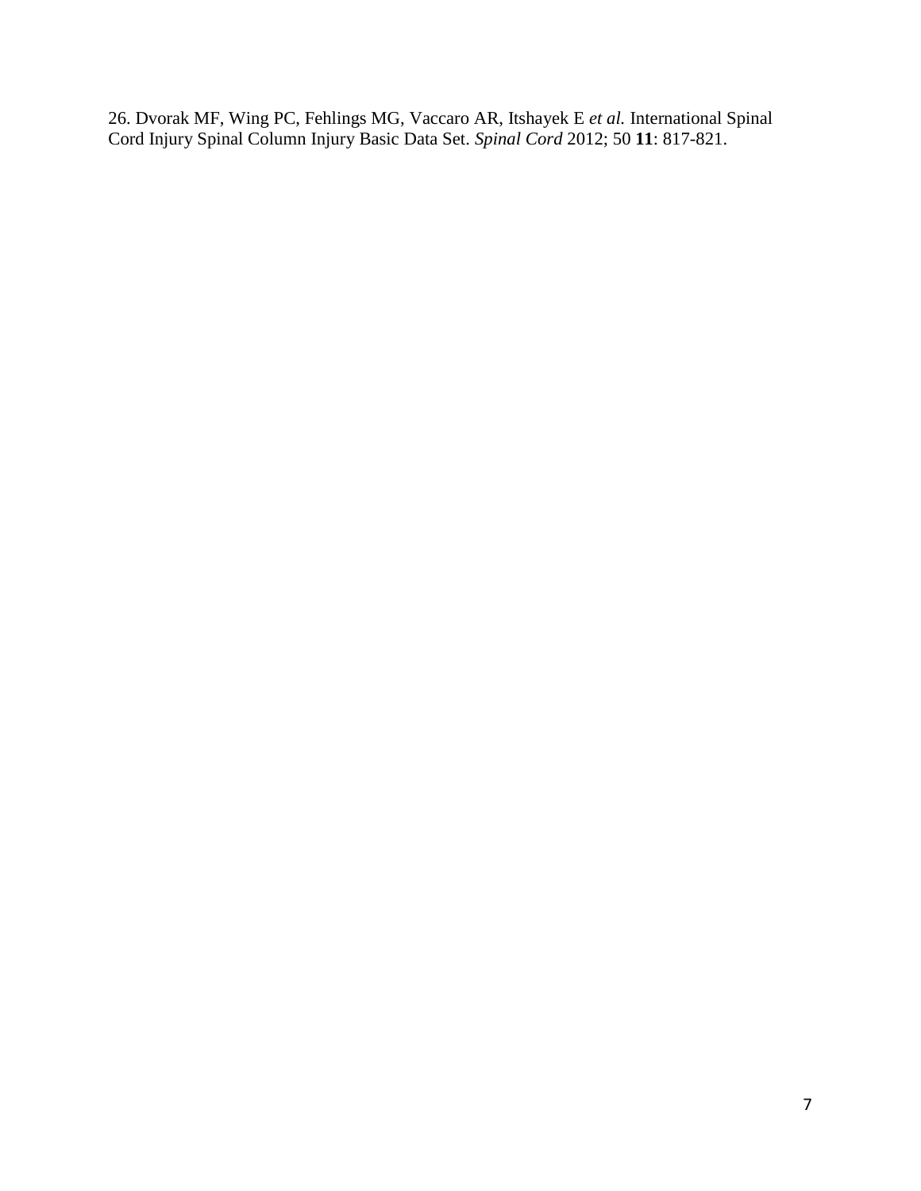26. Dvorak MF, Wing PC, Fehlings MG, Vaccaro AR, Itshayek E *et al.* International Spinal Cord Injury Spinal Column Injury Basic Data Set. *Spinal Cord* 2012; 50 **11**: 817-821.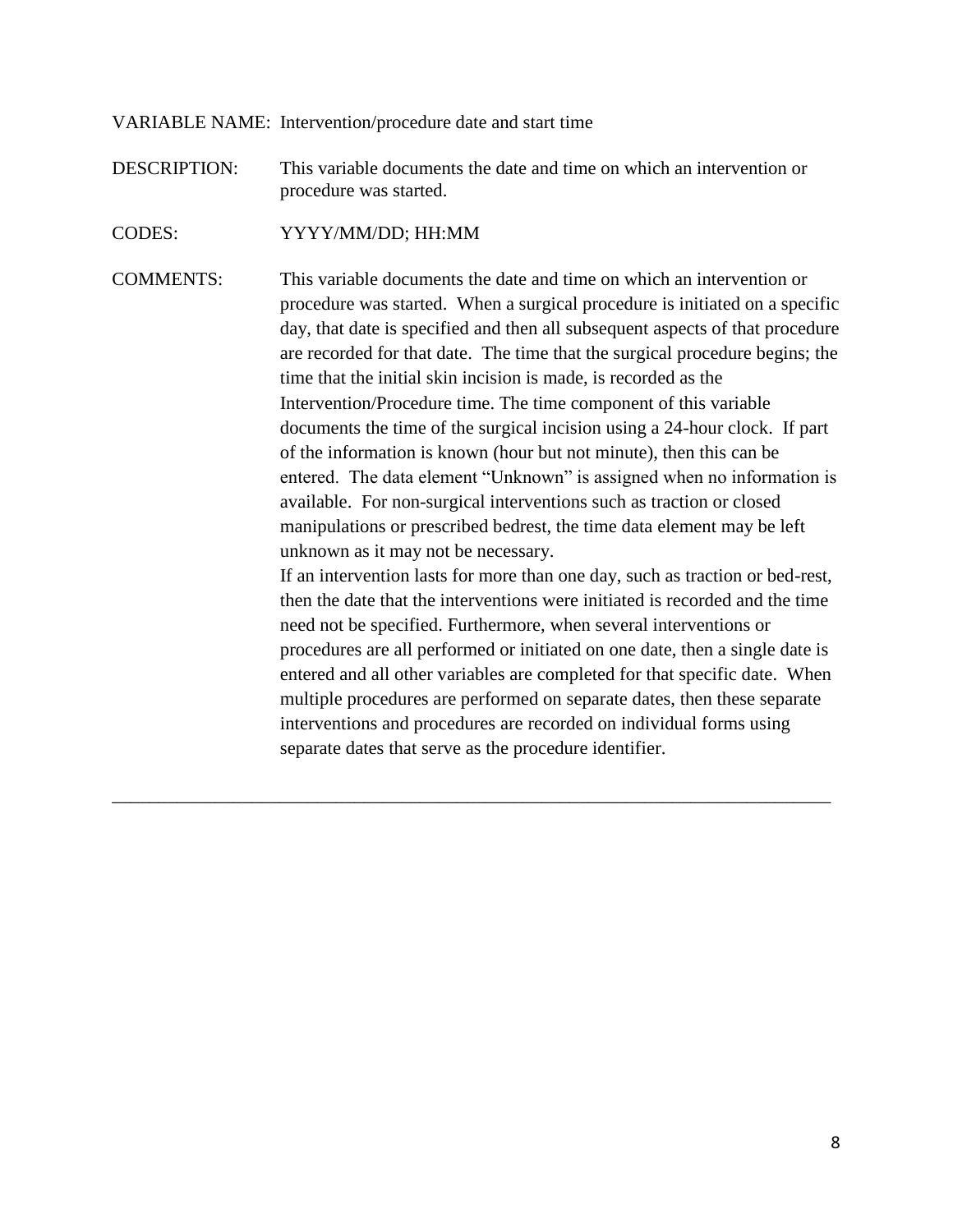VARIABLE NAME: Intervention/procedure date and start time

DESCRIPTION: This variable documents the date and time on which an intervention or procedure was started.

CODES: YYYY/MM/DD; HH:MM

COMMENTS: This variable documents the date and time on which an intervention or procedure was started. When a surgical procedure is initiated on a specific day, that date is specified and then all subsequent aspects of that procedure are recorded for that date. The time that the surgical procedure begins; the time that the initial skin incision is made, is recorded as the Intervention/Procedure time. The time component of this variable documents the time of the surgical incision using a 24-hour clock. If part of the information is known (hour but not minute), then this can be entered. The data element "Unknown" is assigned when no information is available. For non-surgical interventions such as traction or closed manipulations or prescribed bedrest, the time data element may be left unknown as it may not be necessary.

If an intervention lasts for more than one day, such as traction or bed-rest, then the date that the interventions were initiated is recorded and the time need not be specified. Furthermore, when several interventions or procedures are all performed or initiated on one date, then a single date is entered and all other variables are completed for that specific date. When multiple procedures are performed on separate dates, then these separate interventions and procedures are recorded on individual forms using separate dates that serve as the procedure identifier.

---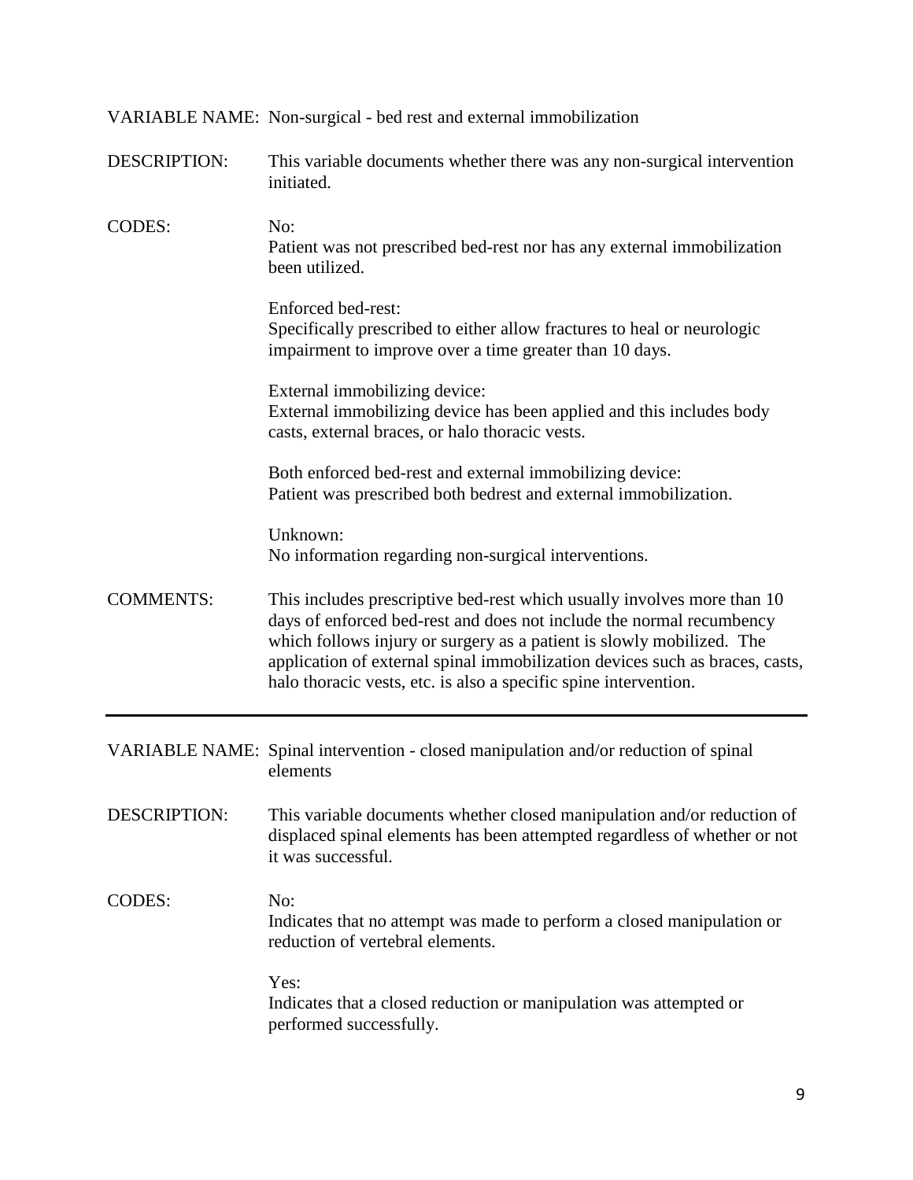VARIABLE NAME: Non-surgical - bed rest and external immobilization

DESCRIPTION: This variable documents whether there was any non-surgical intervention initiated.

CODES:

No:
Patient was not prescribed bed-rest nor has any external immobilization been utilized.

Enforced bed-rest:
Specifically prescribed to either allow fractures to heal or neurologic impairment to improve over a time greater than 10 days.

External immobilizing device:
External immobilizing device has been applied and this includes body casts, external braces, or halo thoracic vests.

Both enforced bed-rest and external immobilizing device:
Patient was prescribed both bedrest and external immobilization.

Unknown:
No information regarding non-surgical interventions.

COMMENTS: This includes prescriptive bed-rest which usually involves more than 10 days of enforced bed-rest and does not include the normal recumbency which follows injury or surgery as a patient is slowly mobilized. The application of external spinal immobilization devices such as braces, casts, halo thoracic vests, etc. is also a specific spine intervention.

---

VARIABLE NAME: Spinal intervention - closed manipulation and/or reduction of spinal elements

DESCRIPTION: This variable documents whether closed manipulation and/or reduction of displaced spinal elements has been attempted regardless of whether or not it was successful.

CODES:

No:
Indicates that no attempt was made to perform a closed manipulation or reduction of vertebral elements.

Yes:
Indicates that a closed reduction or manipulation was attempted or performed successfully.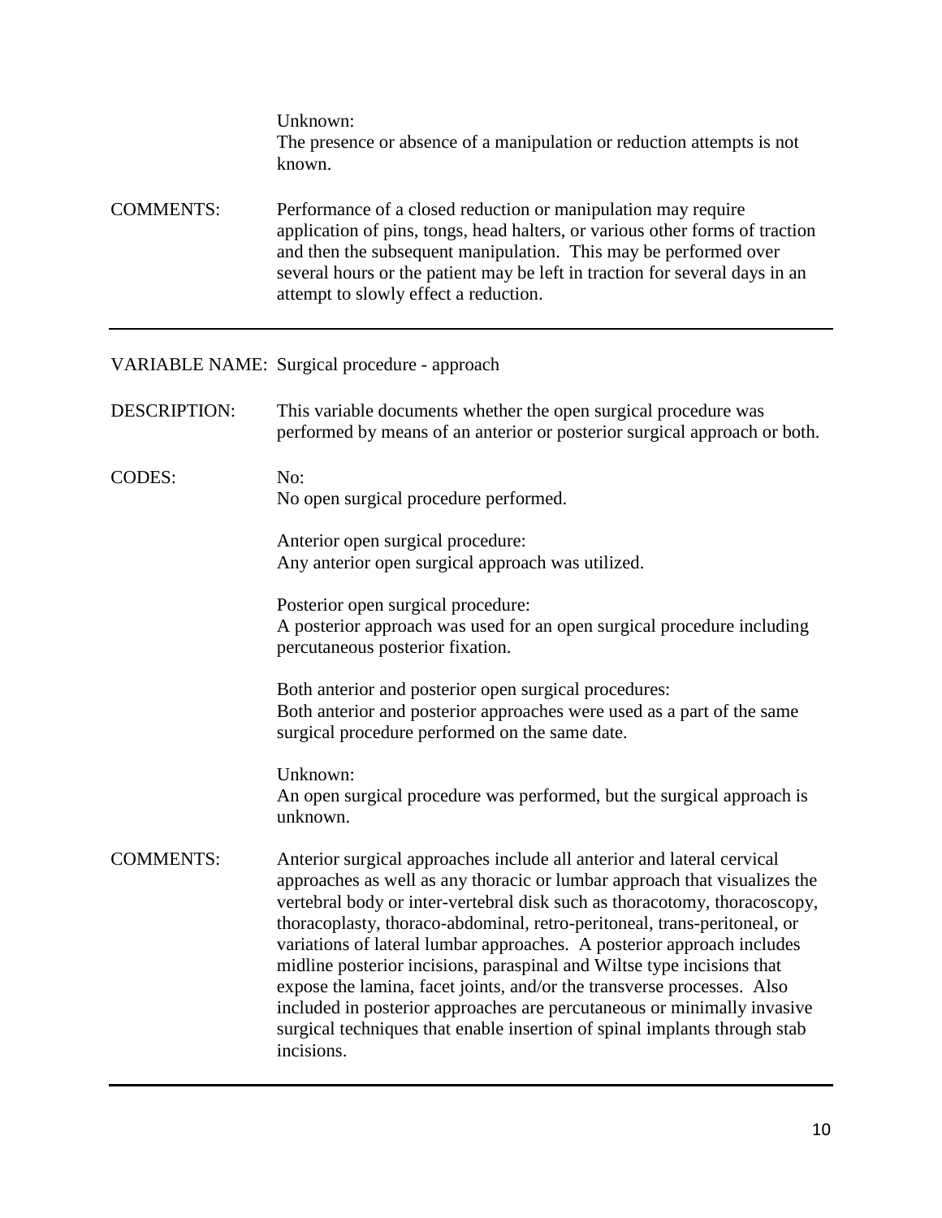Unknown:
The presence or absence of a manipulation or reduction attempts is not known.

COMMENTS: Performance of a closed reduction or manipulation may require application of pins, tongs, head halters, or various other forms of traction and then the subsequent manipulation. This may be performed over several hours or the patient may be left in traction for several days in an attempt to slowly effect a reduction.

---

VARIABLE NAME: Surgical procedure - approach

DESCRIPTION: This variable documents whether the open surgical procedure was performed by means of an anterior or posterior surgical approach or both.

CODES:

No:
No open surgical procedure performed.

Anterior open surgical procedure:
Any anterior open surgical approach was utilized.

Posterior open surgical procedure:
A posterior approach was used for an open surgical procedure including percutaneous posterior fixation.

Both anterior and posterior open surgical procedures:
Both anterior and posterior approaches were used as a part of the same surgical procedure performed on the same date.

Unknown:
An open surgical procedure was performed, but the surgical approach is unknown.

COMMENTS: Anterior surgical approaches include all anterior and lateral cervical approaches as well as any thoracic or lumbar approach that visualizes the vertebral body or inter-vertebral disk such as thoracotomy, thoracoscopy, thoracoplasty, thoraco-abdominal, retro-peritoneal, trans-peritoneal, or variations of lateral lumbar approaches. A posterior approach includes midline posterior incisions, paraspinal and Wiltse type incisions that expose the lamina, facet joints, and/or the transverse processes. Also included in posterior approaches are percutaneous or minimally invasive surgical techniques that enable insertion of spinal implants through stab incisions.

---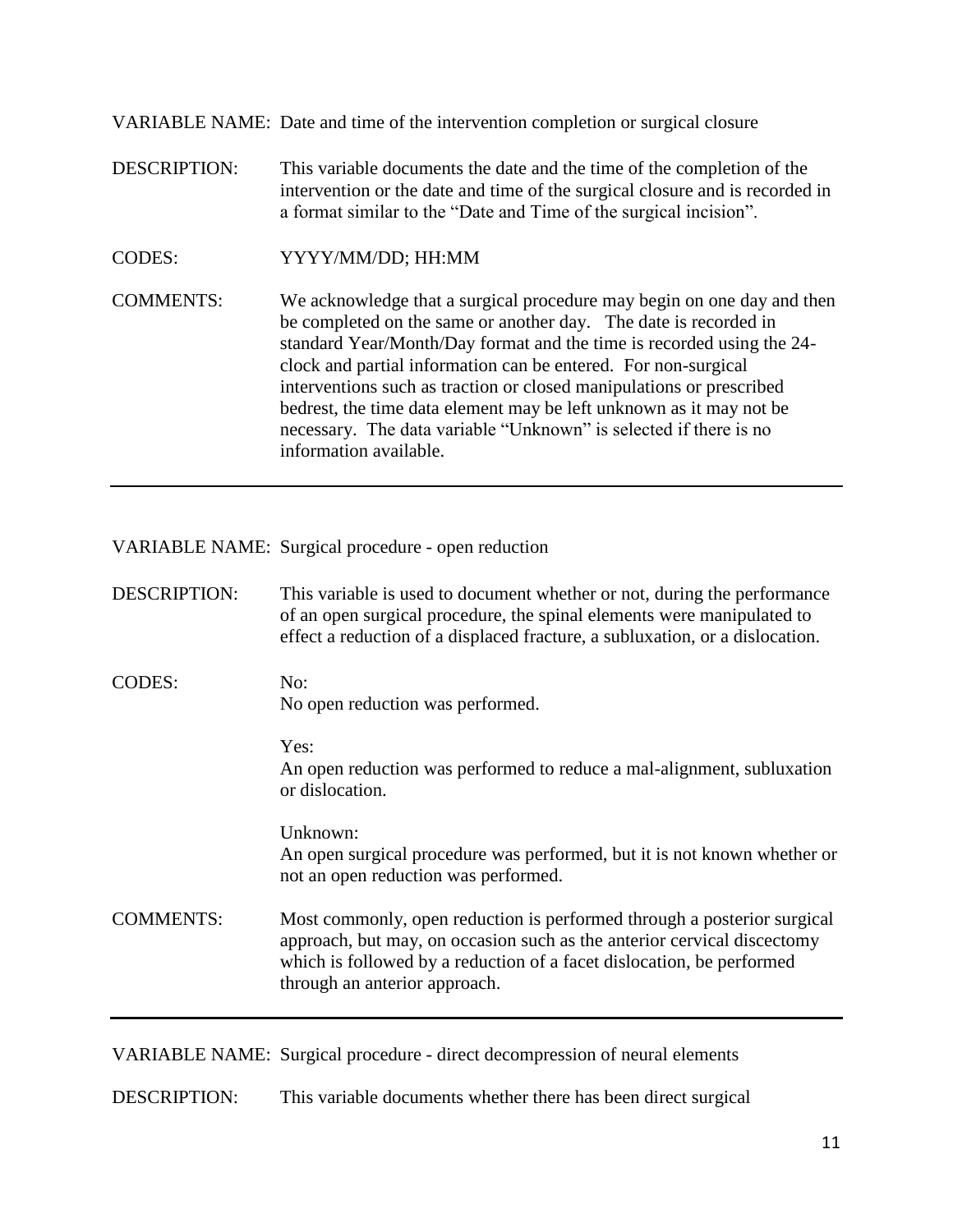VARIABLE NAME: Date and time of the intervention completion or surgical closure

DESCRIPTION: This variable documents the date and the time of the completion of the intervention or the date and time of the surgical closure and is recorded in a format similar to the "Date and Time of the surgical incision".

CODES: YYYY/MM/DD; HH:MM

COMMENTS: We acknowledge that a surgical procedure may begin on one day and then be completed on the same or another day. The date is recorded in standard Year/Month/Day format and the time is recorded using the 24-clock and partial information can be entered. For non-surgical interventions such as traction or closed manipulations or prescribed bedrest, the time data element may be left unknown as it may not be necessary. The data variable "Unknown" is selected if there is no information available.

---

VARIABLE NAME: Surgical procedure - open reduction

DESCRIPTION: This variable is used to document whether or not, during the performance of an open surgical procedure, the spinal elements were manipulated to effect a reduction of a displaced fracture, a subluxation, or a dislocation.

CODES: No:
No open reduction was performed.

Yes:
An open reduction was performed to reduce a mal-alignment, subluxation or dislocation.

Unknown:
An open surgical procedure was performed, but it is not known whether or not an open reduction was performed.

COMMENTS: Most commonly, open reduction is performed through a posterior surgical approach, but may, on occasion such as the anterior cervical discectomy which is followed by a reduction of a facet dislocation, be performed through an anterior approach.

---

VARIABLE NAME: Surgical procedure - direct decompression of neural elements

DESCRIPTION: This variable documents whether there has been direct surgical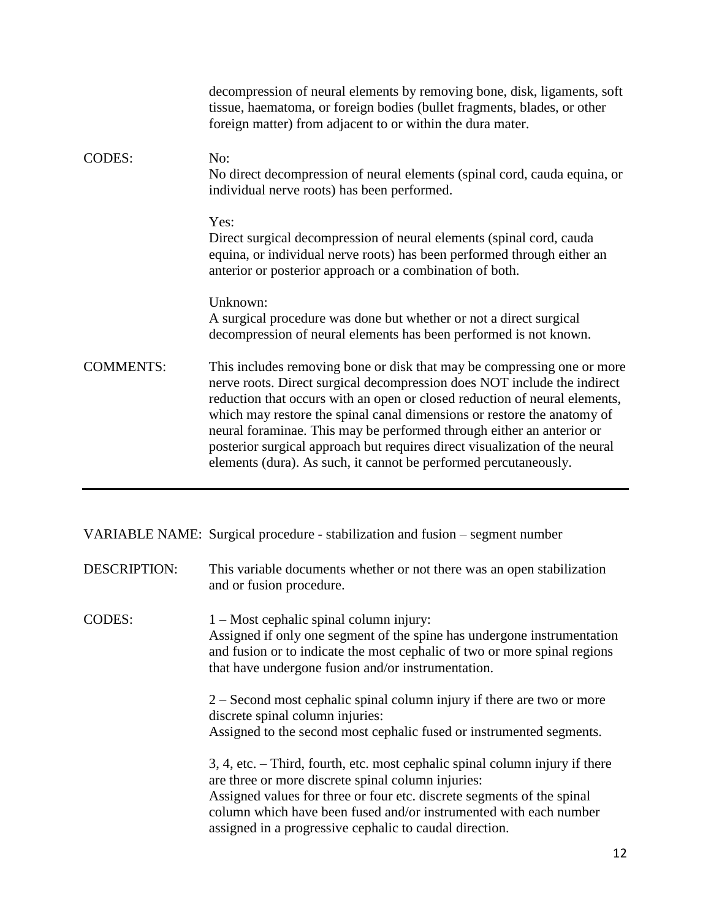decompression of neural elements by removing bone, disk, ligaments, soft tissue, haematoma, or foreign bodies (bullet fragments, blades, or other foreign matter) from adjacent to or within the dura mater.

CODES:

No:
No direct decompression of neural elements (spinal cord, cauda equina, or individual nerve roots) has been performed.

Yes:
Direct surgical decompression of neural elements (spinal cord, cauda equina, or individual nerve roots) has been performed through either an anterior or posterior approach or a combination of both.

Unknown:
A surgical procedure was done but whether or not a direct surgical decompression of neural elements has been performed is not known.

COMMENTS:

This includes removing bone or disk that may be compressing one or more nerve roots. Direct surgical decompression does NOT include the indirect reduction that occurs with an open or closed reduction of neural elements, which may restore the spinal canal dimensions or restore the anatomy of neural foraminae. This may be performed through either an anterior or posterior surgical approach but requires direct visualization of the neural elements (dura). As such, it cannot be performed percutaneously.

---

VARIABLE NAME: Surgical procedure - stabilization and fusion – segment number

DESCRIPTION:

This variable documents whether or not there was an open stabilization and or fusion procedure.

CODES:

1 – Most cephalic spinal column injury:
Assigned if only one segment of the spine has undergone instrumentation and fusion or to indicate the most cephalic of two or more spinal regions that have undergone fusion and/or instrumentation.

2 – Second most cephalic spinal column injury if there are two or more discrete spinal column injuries:
Assigned to the second most cephalic fused or instrumented segments.

3, 4, etc. – Third, fourth, etc. most cephalic spinal column injury if there are three or more discrete spinal column injuries:
Assigned values for three or four etc. discrete segments of the spinal column which have been fused and/or instrumented with each number assigned in a progressive cephalic to caudal direction.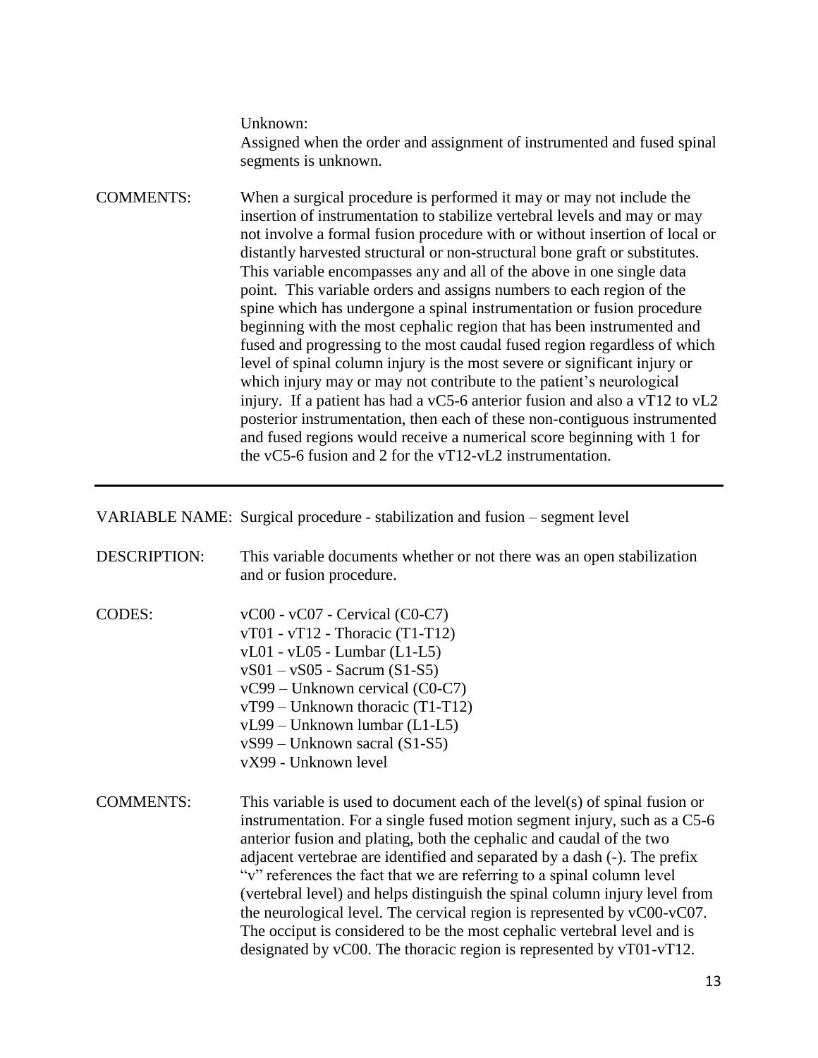Unknown:
Assigned when the order and assignment of instrumented and fused spinal segments is unknown.

COMMENTS: When a surgical procedure is performed it may or may not include the insertion of instrumentation to stabilize vertebral levels and may or may not involve a formal fusion procedure with or without insertion of local or distantly harvested structural or non-structural bone graft or substitutes. This variable encompasses any and all of the above in one single data point. This variable orders and assigns numbers to each region of the spine which has undergone a spinal instrumentation or fusion procedure beginning with the most cephalic region that has been instrumented and fused and progressing to the most caudal fused region regardless of which level of spinal column injury is the most severe or significant injury or which injury may or may not contribute to the patient's neurological injury. If a patient has had a vC5-6 anterior fusion and also a vT12 to vL2 posterior instrumentation, then each of these non-contiguous instrumented and fused regions would receive a numerical score beginning with 1 for the vC5-6 fusion and 2 for the vT12-vL2 instrumentation.

---

VARIABLE NAME: Surgical procedure - stabilization and fusion – segment level

DESCRIPTION: This variable documents whether or not there was an open stabilization and or fusion procedure.

CODES:
vC00 - vC07 - Cervical (C0-C7)
vT01 - vT12 - Thoracic (T1-T12)
vL01 - vL05 - Lumbar (L1-L5)
vS01 – vS05 - Sacrum (S1-S5)
vC99 – Unknown cervical (C0-C7)
vT99 – Unknown thoracic (T1-T12)
vL99 – Unknown lumbar (L1-L5)
vS99 – Unknown sacral (S1-S5)
vX99 - Unknown level

COMMENTS: This variable is used to document each of the level(s) of spinal fusion or instrumentation. For a single fused motion segment injury, such as a C5-6 anterior fusion and plating, both the cephalic and caudal of the two adjacent vertebrae are identified and separated by a dash (-). The prefix "v" references the fact that we are referring to a spinal column level (vertebral level) and helps distinguish the spinal column injury level from the neurological level. The cervical region is represented by vC00-vC07. The occiput is considered to be the most cephalic vertebral level and is designated by vC00. The thoracic region is represented by vT01-vT12.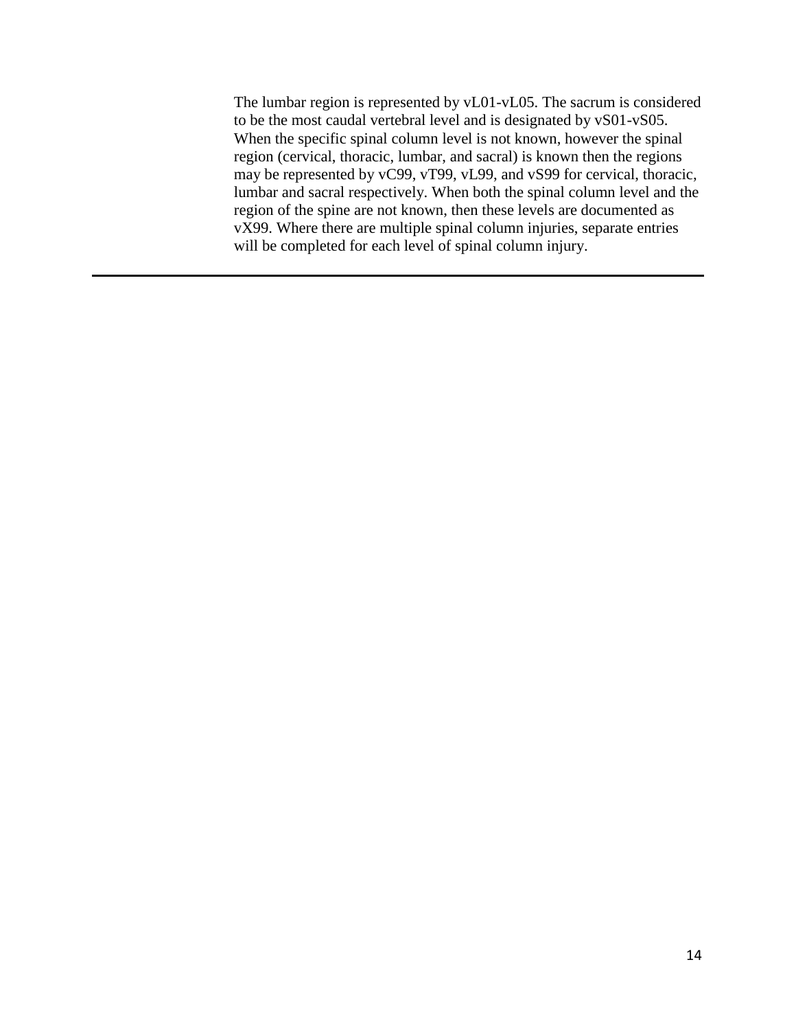The lumbar region is represented by vL01-vL05. The sacrum is considered to be the most caudal vertebral level and is designated by vS01-vS05. When the specific spinal column level is not known, however the spinal region (cervical, thoracic, lumbar, and sacral) is known then the regions may be represented by vC99, vT99, vL99, and vS99 for cervical, thoracic, lumbar and sacral respectively. When both the spinal column level and the region of the spine are not known, then these levels are documented as vX99. Where there are multiple spinal column injuries, separate entries will be completed for each level of spinal column injury.

---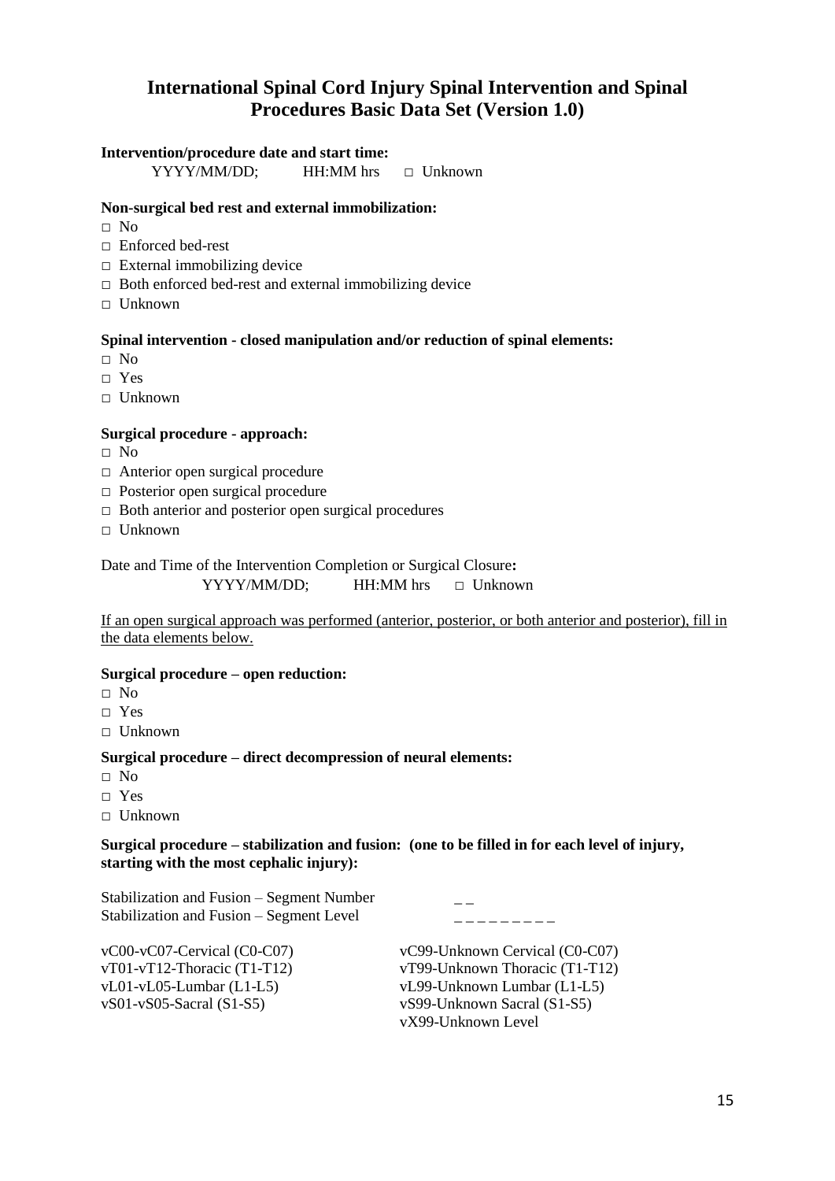# International Spinal Cord Injury Spinal Intervention and Spinal Procedures Basic Data Set (Version 1.0)

**Intervention/procedure date and start time:**

YYYY/MM/DD; HH:MM hrs □ Unknown

**Non-surgical bed rest and external immobilization:**

□ No
□ Enforced bed-rest
□ External immobilizing device
□ Both enforced bed-rest and external immobilizing device
□ Unknown

**Spinal intervention - closed manipulation and/or reduction of spinal elements:**

□ No
□ Yes
□ Unknown

**Surgical procedure - approach:**

□ No
□ Anterior open surgical procedure
□ Posterior open surgical procedure
□ Both anterior and posterior open surgical procedures
□ Unknown

Date and Time of the Intervention Completion or Surgical Closure**:**

YYYY/MM/DD; HH:MM hrs □ Unknown

<u>If an open surgical approach was performed (anterior, posterior, or both anterior and posterior), fill in the data elements below.</u>

**Surgical procedure – open reduction:**

□ No
□ Yes
□ Unknown

**Surgical procedure – direct decompression of neural elements:**

□ No
□ Yes
□ Unknown

**Surgical procedure – stabilization and fusion: (one to be filled in for each level of injury, starting with the most cephalic injury):**

Stabilization and Fusion – Segment Number _ _
Stabilization and Fusion – Segment Level _ _ _ _ _ _ _ _ _

vC00-vC07-Cervical (C0-C07)
vT01-vT12-Thoracic (T1-T12)
vL01-vL05-Lumbar (L1-L5)
vS01-vS05-Sacral (S1-S5)

vC99-Unknown Cervical (C0-C07)
vT99-Unknown Thoracic (T1-T12)
vL99-Unknown Lumbar (L1-L5)
vS99-Unknown Sacral (S1-S5)
vX99-Unknown Level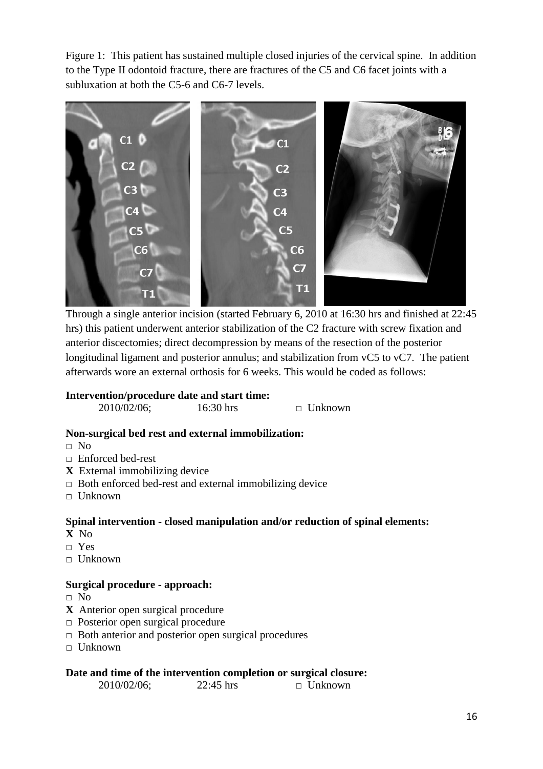Figure 1: This patient has sustained multiple closed injuries of the cervical spine. In addition to the Type II odontoid fracture, there are fractures of the C5 and C6 facet joints with a subluxation at both the C5-6 and C6-7 levels.

Through a single anterior incision (started February 6, 2010 at 16:30 hrs and finished at 22:45 hrs) this patient underwent anterior stabilization of the C2 fracture with screw fixation and anterior discectomies; direct decompression by means of the resection of the posterior longitudinal ligament and posterior annulus; and stabilization from vC5 to vC7. The patient afterwards wore an external orthosis for 6 weeks. This would be coded as follows:

**Intervention/procedure date and start time:**

2010/02/06; 16:30 hrs □ Unknown

**Non-surgical bed rest and external immobilization:**

- □ No
- □ Enforced bed-rest
- **X** External immobilizing device
- □ Both enforced bed-rest and external immobilizing device
- □ Unknown

**Spinal intervention - closed manipulation and/or reduction of spinal elements:**

- **X** No
- □ Yes
- □ Unknown

**Surgical procedure - approach:**

- □ No
- **X** Anterior open surgical procedure
- □ Posterior open surgical procedure
- □ Both anterior and posterior open surgical procedures
- □ Unknown

**Date and time of the intervention completion or surgical closure:**

2010/02/06; 22:45 hrs □ Unknown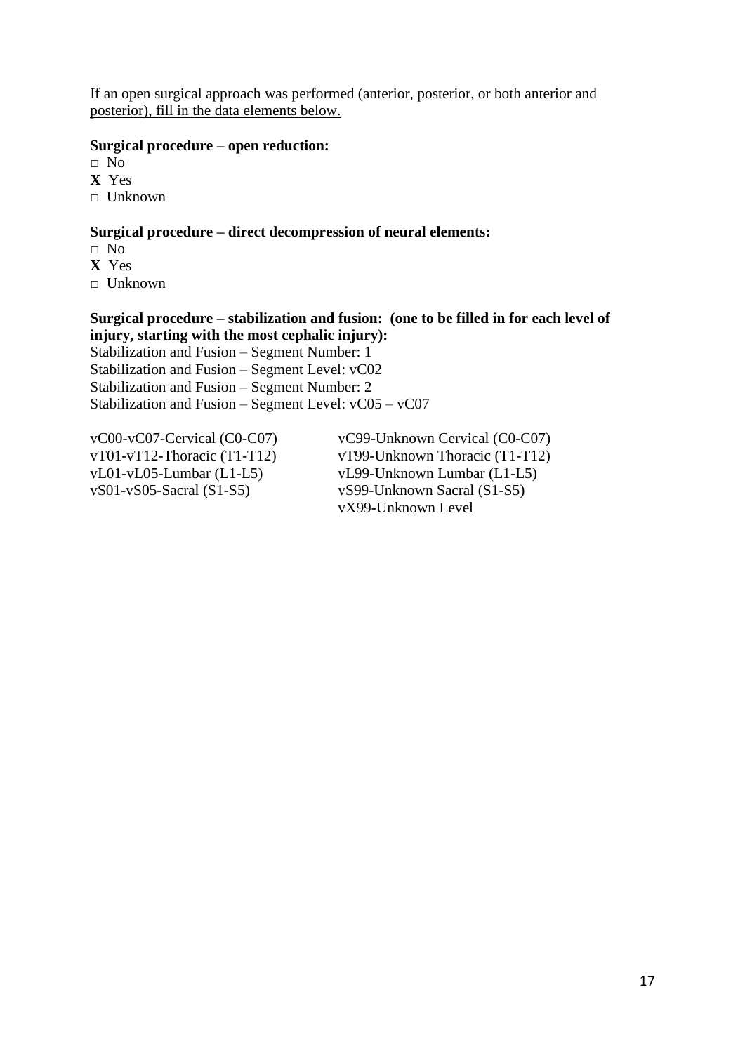If an open surgical approach was performed (anterior, posterior, or both anterior and posterior), fill in the data elements below.

**Surgical procedure – open reduction:**

□ No
**X** Yes
□ Unknown

**Surgical procedure – direct decompression of neural elements:**

□ No
**X** Yes
□ Unknown

**Surgical procedure – stabilization and fusion: (one to be filled in for each level of injury, starting with the most cephalic injury):**

Stabilization and Fusion – Segment Number: 1
Stabilization and Fusion – Segment Level: vC02
Stabilization and Fusion – Segment Number: 2
Stabilization and Fusion – Segment Level: vC05 – vC07

vC00-vC07-Cervical (C0-C07)
vT01-vT12-Thoracic (T1-T12)
vL01-vL05-Lumbar (L1-L5)
vS01-vS05-Sacral (S1-S5)

vC99-Unknown Cervical (C0-C07)
vT99-Unknown Thoracic (T1-T12)
vL99-Unknown Lumbar (L1-L5)
vS99-Unknown Sacral (S1-S5)
vX99-Unknown Level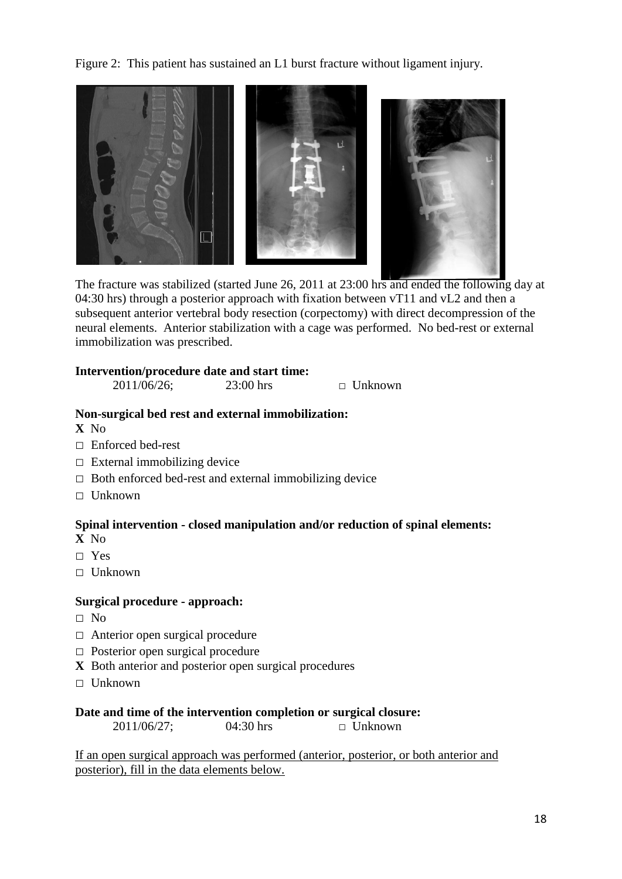Figure 2: This patient has sustained an L1 burst fracture without ligament injury.

The fracture was stabilized (started June 26, 2011 at 23:00 hrs and ended the following day at 04:30 hrs) through a posterior approach with fixation between vT11 and vL2 and then a subsequent anterior vertebral body resection (corpectomy) with direct decompression of the neural elements. Anterior stabilization with a cage was performed. No bed-rest or external immobilization was prescribed.

**Intervention/procedure date and start time:**

2011/06/26; 23:00 hrs □ Unknown

**Non-surgical bed rest and external immobilization:**

**X** No
□ Enforced bed-rest
□ External immobilizing device
□ Both enforced bed-rest and external immobilizing device
□ Unknown

**Spinal intervention - closed manipulation and/or reduction of spinal elements:**

**X** No
□ Yes
□ Unknown

**Surgical procedure - approach:**

□ No
□ Anterior open surgical procedure
□ Posterior open surgical procedure
**X** Both anterior and posterior open surgical procedures
□ Unknown

**Date and time of the intervention completion or surgical closure:**

2011/06/27; 04:30 hrs □ Unknown

<u>If an open surgical approach was performed (anterior, posterior, or both anterior and posterior), fill in the data elements below.</u>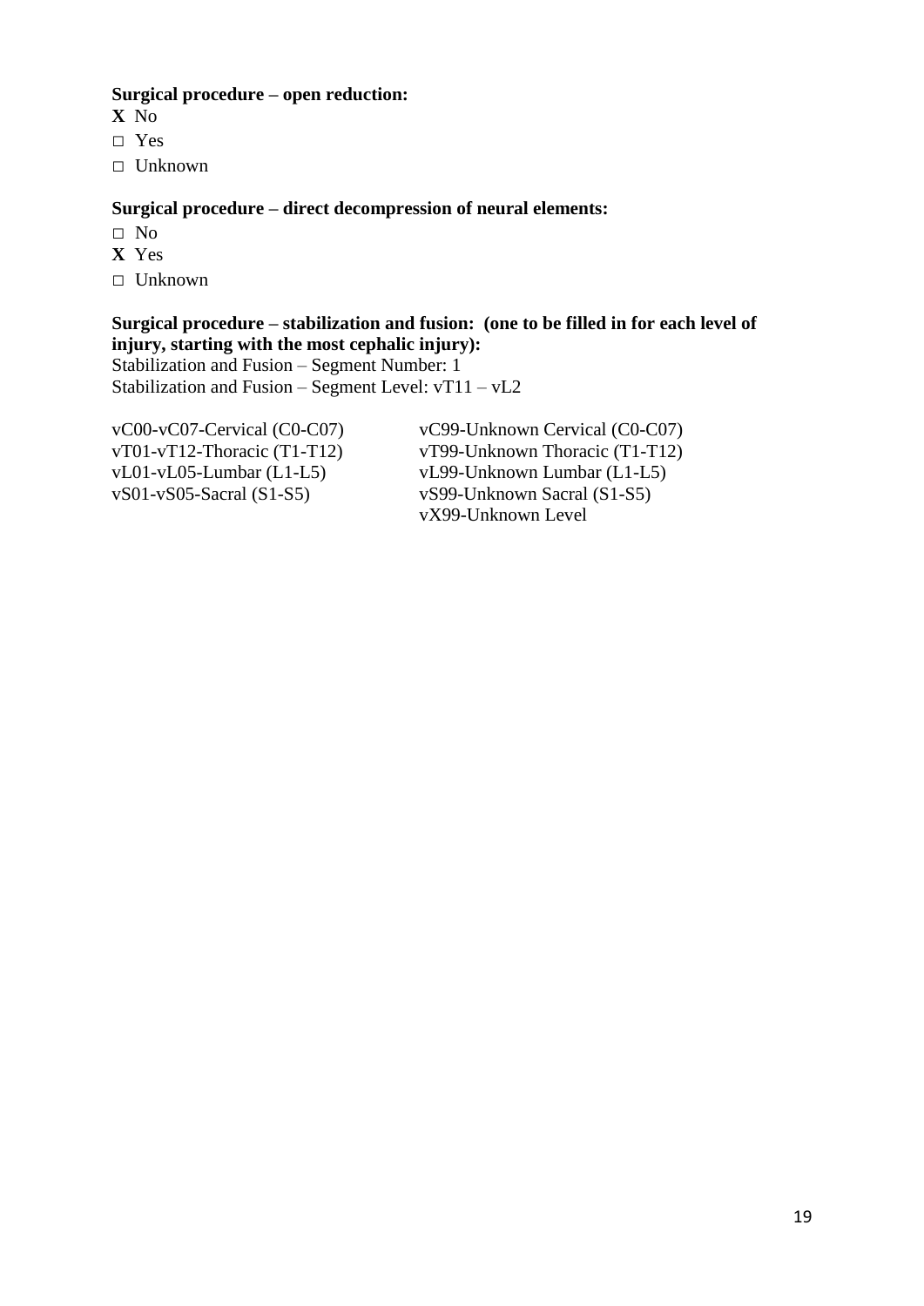**Surgical procedure – open reduction:**

X No

□ Yes

□ Unknown

**Surgical procedure – direct decompression of neural elements:**

□ No

X Yes

□ Unknown

**Surgical procedure – stabilization and fusion: (one to be filled in for each level of injury, starting with the most cephalic injury):**

Stabilization and Fusion – Segment Number: 1

Stabilization and Fusion – Segment Level: vT11 – vL2

vC00-vC07-Cervical (C0-C07)

vT01-vT12-Thoracic (T1-T12)

vL01-vL05-Lumbar (L1-L5)

vS01-vS05-Sacral (S1-S5)

vC99-Unknown Cervical (C0-C07)

vT99-Unknown Thoracic (T1-T12)

vL99-Unknown Lumbar (L1-L5)

vS99-Unknown Sacral (S1-S5)

vX99-Unknown Level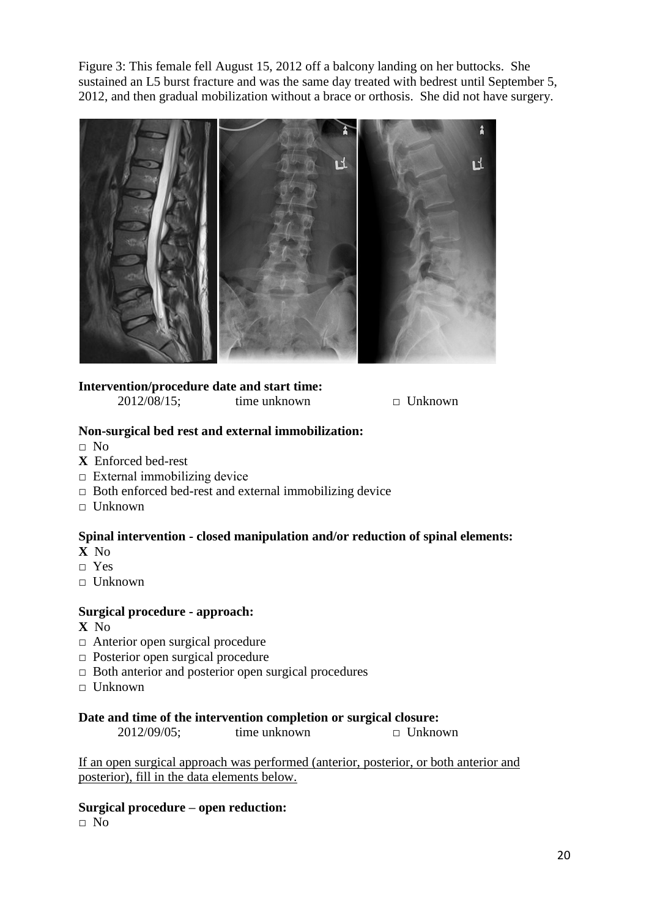Figure 3: This female fell August 15, 2012 off a balcony landing on her buttocks. She sustained an L5 burst fracture and was the same day treated with bedrest until September 5, 2012, and then gradual mobilization without a brace or orthosis. She did not have surgery.

**Intervention/procedure date and start time:**

2012/08/15; time unknown □ Unknown

**Non-surgical bed rest and external immobilization:**

□ No
**X** Enforced bed-rest
□ External immobilizing device
□ Both enforced bed-rest and external immobilizing device
□ Unknown

**Spinal intervention - closed manipulation and/or reduction of spinal elements:**

**X** No
□ Yes
□ Unknown

**Surgical procedure - approach:**

**X** No
□ Anterior open surgical procedure
□ Posterior open surgical procedure
□ Both anterior and posterior open surgical procedures
□ Unknown

**Date and time of the intervention completion or surgical closure:**

2012/09/05; time unknown □ Unknown

<u>If an open surgical approach was performed (anterior, posterior, or both anterior and posterior), fill in the data elements below.</u>

**Surgical procedure – open reduction:**

□ No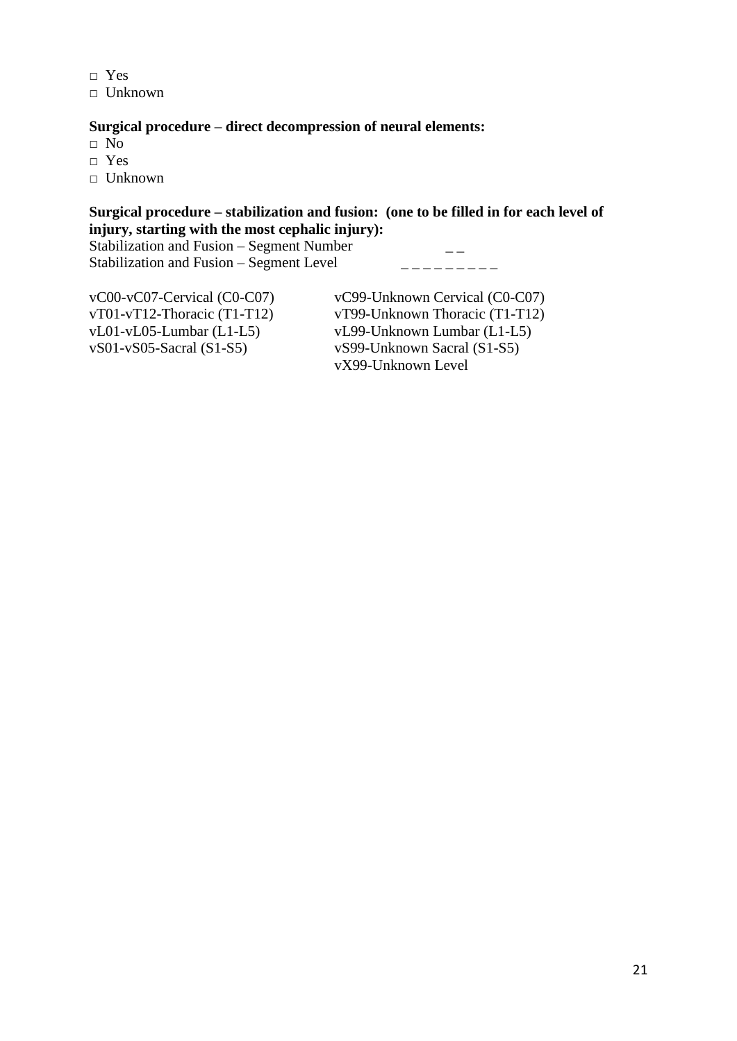□ Yes
□ Unknown

**Surgical procedure – direct decompression of neural elements:**

□ No
□ Yes
□ Unknown

**Surgical procedure – stabilization and fusion: (one to be filled in for each level of injury, starting with the most cephalic injury):**

Stabilization and Fusion – Segment Number _ _
Stabilization and Fusion – Segment Level _ _ _ _ _ _ _ _ _

vC00-vC07-Cervical (C0-C07)
vT01-vT12-Thoracic (T1-T12)
vL01-vL05-Lumbar (L1-L5)
vS01-vS05-Sacral (S1-S5)

vC99-Unknown Cervical (C0-C07)
vT99-Unknown Thoracic (T1-T12)
vL99-Unknown Lumbar (L1-L5)
vS99-Unknown Sacral (S1-S5)
vX99-Unknown Level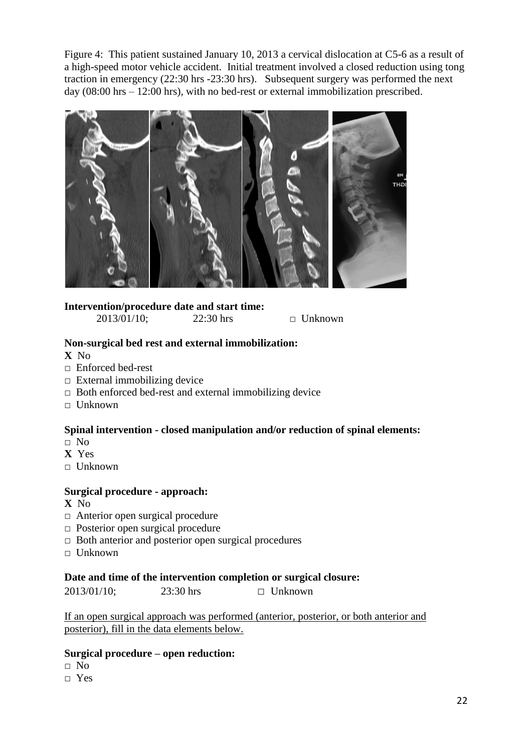Figure 4: This patient sustained January 10, 2013 a cervical dislocation at C5-6 as a result of a high-speed motor vehicle accident. Initial treatment involved a closed reduction using tong traction in emergency (22:30 hrs -23:30 hrs). Subsequent surgery was performed the next day (08:00 hrs – 12:00 hrs), with no bed-rest or external immobilization prescribed.

**Intervention/procedure date and start time:**

2013/01/10; 22:30 hrs □ Unknown

**Non-surgical bed rest and external immobilization:**

**X** No
□ Enforced bed-rest
□ External immobilizing device
□ Both enforced bed-rest and external immobilizing device
□ Unknown

**Spinal intervention - closed manipulation and/or reduction of spinal elements:**

□ No
**X** Yes
□ Unknown

**Surgical procedure - approach:**

**X** No
□ Anterior open surgical procedure
□ Posterior open surgical procedure
□ Both anterior and posterior open surgical procedures
□ Unknown

**Date and time of the intervention completion or surgical closure:**

2013/01/10; 23:30 hrs □ Unknown

<u>If an open surgical approach was performed (anterior, posterior, or both anterior and posterior), fill in the data elements below.</u>

**Surgical procedure – open reduction:**

□ No
□ Yes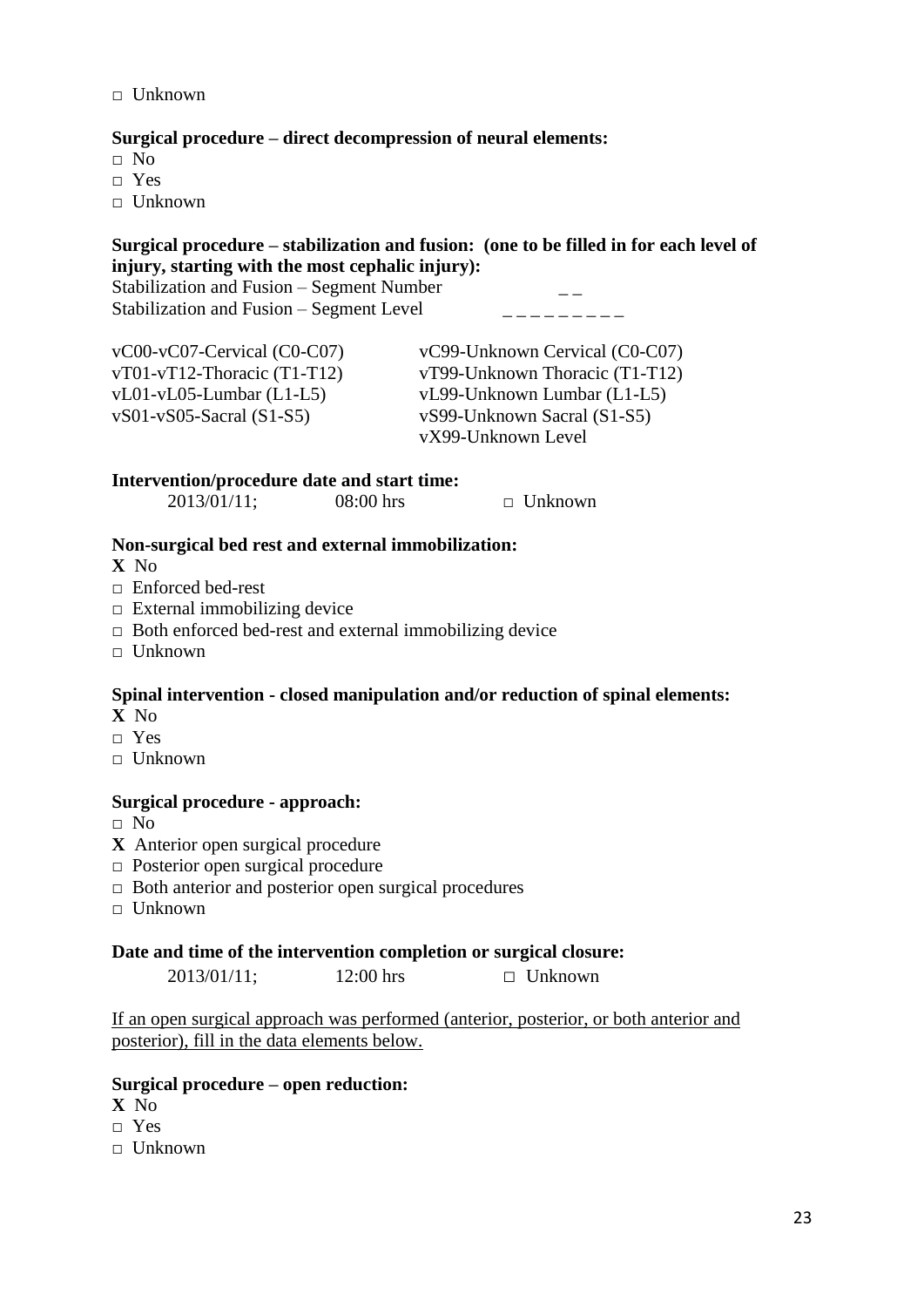□ Unknown

**Surgical procedure – direct decompression of neural elements:**

□ No
□ Yes
□ Unknown

**Surgical procedure – stabilization and fusion: (one to be filled in for each level of injury, starting with the most cephalic injury):**

Stabilization and Fusion – Segment Number _ _
Stabilization and Fusion – Segment Level _ _ _ _ _ _ _ _ _

| | |
|---|---|
| vC00-vC07-Cervical (C0-C07) | vC99-Unknown Cervical (C0-C07) |
| vT01-vT12-Thoracic (T1-T12) | vT99-Unknown Thoracic (T1-T12) |
| vL01-vL05-Lumbar (L1-L5) | vL99-Unknown Lumbar (L1-L5) |
| vS01-vS05-Sacral (S1-S5) | vS99-Unknown Sacral (S1-S5) |
| | vX99-Unknown Level |

**Intervention/procedure date and start time:**

2013/01/11; 08:00 hrs □ Unknown

**Non-surgical bed rest and external immobilization:**

**X** No
□ Enforced bed-rest
□ External immobilizing device
□ Both enforced bed-rest and external immobilizing device
□ Unknown

**Spinal intervention - closed manipulation and/or reduction of spinal elements:**

**X** No
□ Yes
□ Unknown

**Surgical procedure - approach:**

□ No
**X** Anterior open surgical procedure
□ Posterior open surgical procedure
□ Both anterior and posterior open surgical procedures
□ Unknown

**Date and time of the intervention completion or surgical closure:**

2013/01/11; 12:00 hrs □ Unknown

<u>If an open surgical approach was performed (anterior, posterior, or both anterior and posterior), fill in the data elements below.</u>

**Surgical procedure – open reduction:**

**X** No
□ Yes
□ Unknown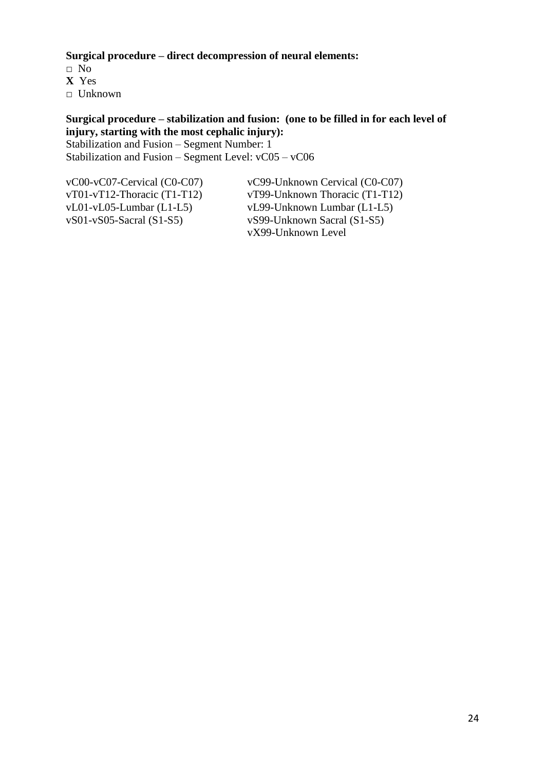**Surgical procedure – direct decompression of neural elements:**

□ No  
**X** Yes  
□ Unknown

**Surgical procedure – stabilization and fusion: (one to be filled in for each level of injury, starting with the most cephalic injury):**

Stabilization and Fusion – Segment Number: 1  
Stabilization and Fusion – Segment Level: vC05 – vC06

| | |
|---|---|
| vC00-vC07-Cervical (C0-C07) | vC99-Unknown Cervical (C0-C07) |
| vT01-vT12-Thoracic (T1-T12) | vT99-Unknown Thoracic (T1-T12) |
| vL01-vL05-Lumbar (L1-L5) | vL99-Unknown Lumbar (L1-L5) |
| vS01-vS05-Sacral (S1-S5) | vS99-Unknown Sacral (S1-S5) |
| | vX99-Unknown Level |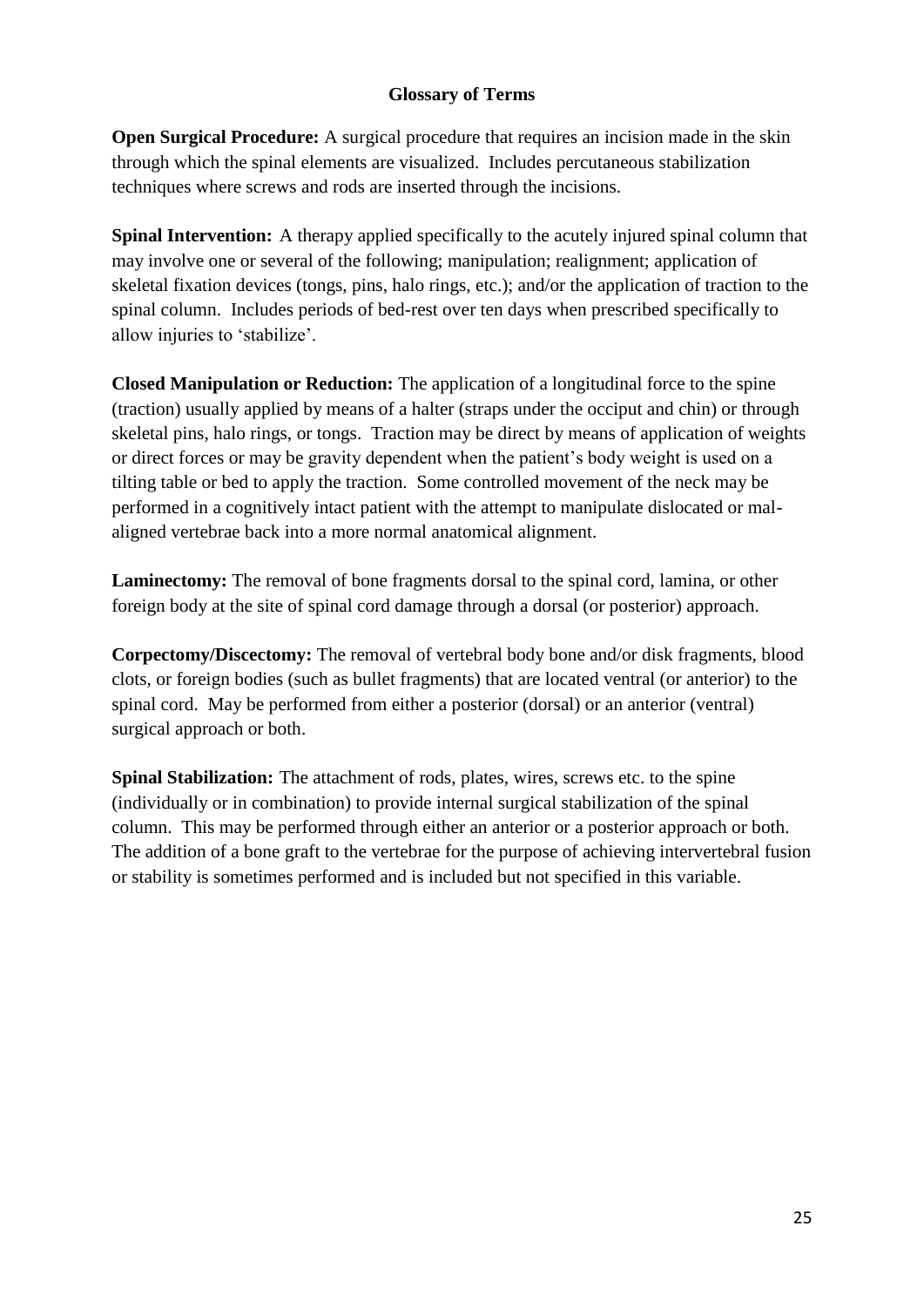## Glossary of Terms

**Open Surgical Procedure:** A surgical procedure that requires an incision made in the skin through which the spinal elements are visualized. Includes percutaneous stabilization techniques where screws and rods are inserted through the incisions.

**Spinal Intervention:** A therapy applied specifically to the acutely injured spinal column that may involve one or several of the following; manipulation; realignment; application of skeletal fixation devices (tongs, pins, halo rings, etc.); and/or the application of traction to the spinal column. Includes periods of bed-rest over ten days when prescribed specifically to allow injuries to 'stabilize'.

**Closed Manipulation or Reduction:** The application of a longitudinal force to the spine (traction) usually applied by means of a halter (straps under the occiput and chin) or through skeletal pins, halo rings, or tongs. Traction may be direct by means of application of weights or direct forces or may be gravity dependent when the patient's body weight is used on a tilting table or bed to apply the traction. Some controlled movement of the neck may be performed in a cognitively intact patient with the attempt to manipulate dislocated or mal-aligned vertebrae back into a more normal anatomical alignment.

**Laminectomy:** The removal of bone fragments dorsal to the spinal cord, lamina, or other foreign body at the site of spinal cord damage through a dorsal (or posterior) approach.

**Corpectomy/Discectomy:** The removal of vertebral body bone and/or disk fragments, blood clots, or foreign bodies (such as bullet fragments) that are located ventral (or anterior) to the spinal cord. May be performed from either a posterior (dorsal) or an anterior (ventral) surgical approach or both.

**Spinal Stabilization:** The attachment of rods, plates, wires, screws etc. to the spine (individually or in combination) to provide internal surgical stabilization of the spinal column. This may be performed through either an anterior or a posterior approach or both. The addition of a bone graft to the vertebrae for the purpose of achieving intervertebral fusion or stability is sometimes performed and is included but not specified in this variable.